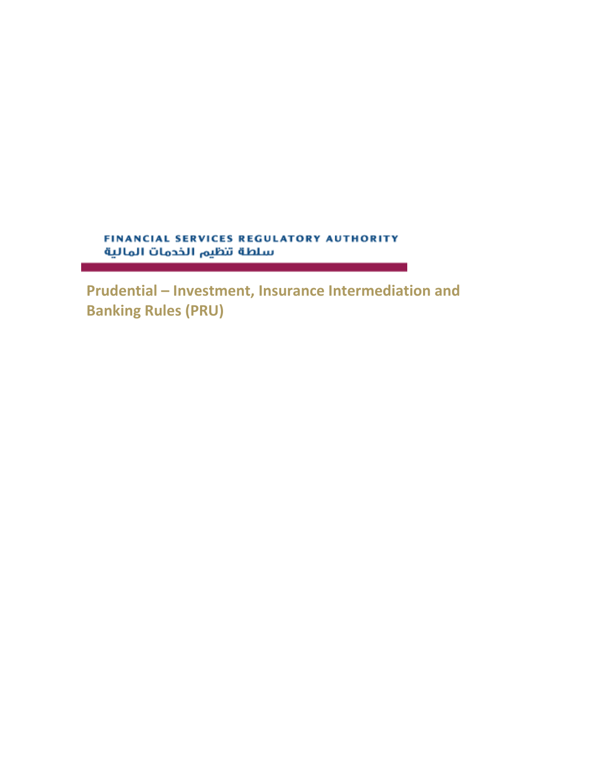FINANCIAL SERVICES REGULATORY AUTHORITY

سلطة تنظيم الخدمات المالية

# Prudential – Investment, Insurance Intermediation and Banking Rules (PRU)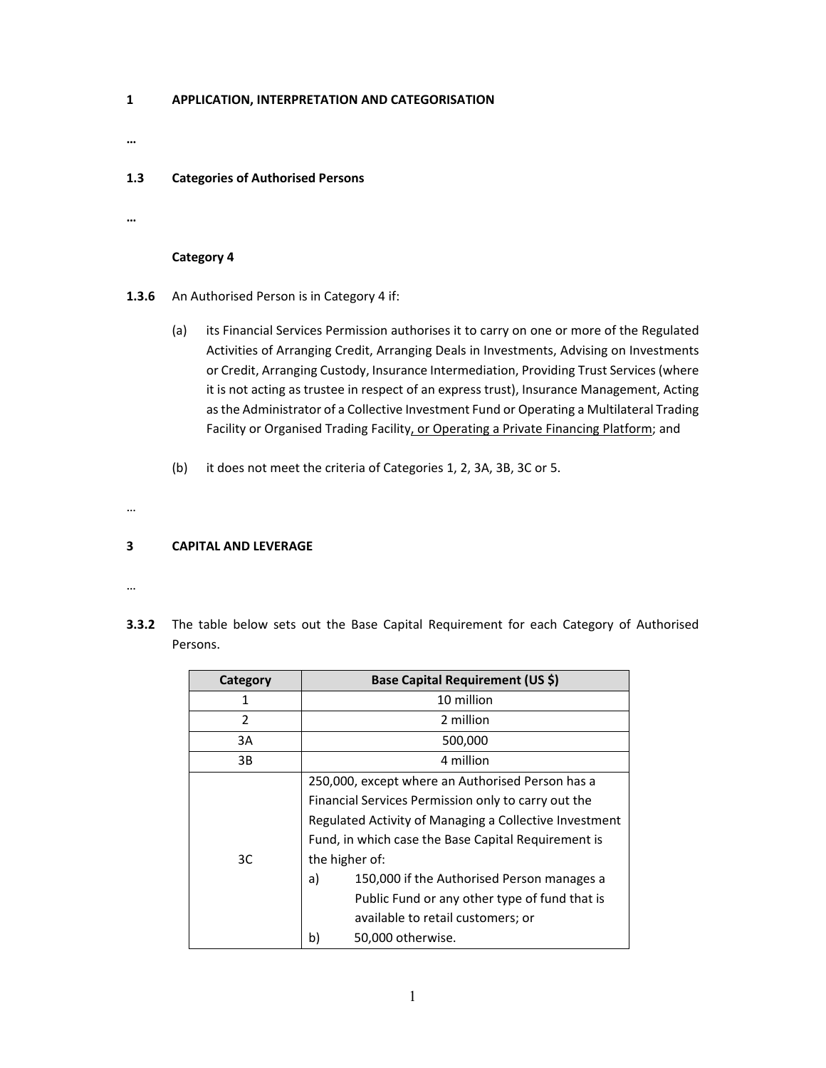**1 APPLICATION, INTERPRETATION AND CATEGORISATION**

…

**1.3 Categories of Authorised Persons**

…

**Category 4**

**1.3.6** An Authorised Person is in Category 4 if:

(a) its Financial Services Permission authorises it to carry on one or more of the Regulated Activities of Arranging Credit, Arranging Deals in Investments, Advising on Investments or Credit, Arranging Custody, Insurance Intermediation, Providing Trust Services (where it is not acting as trustee in respect of an express trust), Insurance Management, Acting as the Administrator of a Collective Investment Fund or Operating a Multilateral Trading Facility or Organised Trading Facility<u>, or Operating a Private Financing Platform</u>; and

(b) it does not meet the criteria of Categories 1, 2, 3A, 3B, 3C or 5.

…

**3 CAPITAL AND LEVERAGE**

…

**3.3.2** The table below sets out the Base Capital Requirement for each Category of Authorised Persons.

| Category | Base Capital Requirement (US $) |
|---|---|
| 1 | 10 million |
| 2 | 2 million |
| 3A | 500,000 |
| 3B | 4 million |
| 3C | 250,000, except where an Authorised Person has a Financial Services Permission only to carry out the Regulated Activity of Managing a Collective Investment Fund, in which case the Base Capital Requirement is the higher of: a) 150,000 if the Authorised Person manages a Public Fund or any other type of fund that is available to retail customers; or b) 50,000 otherwise. |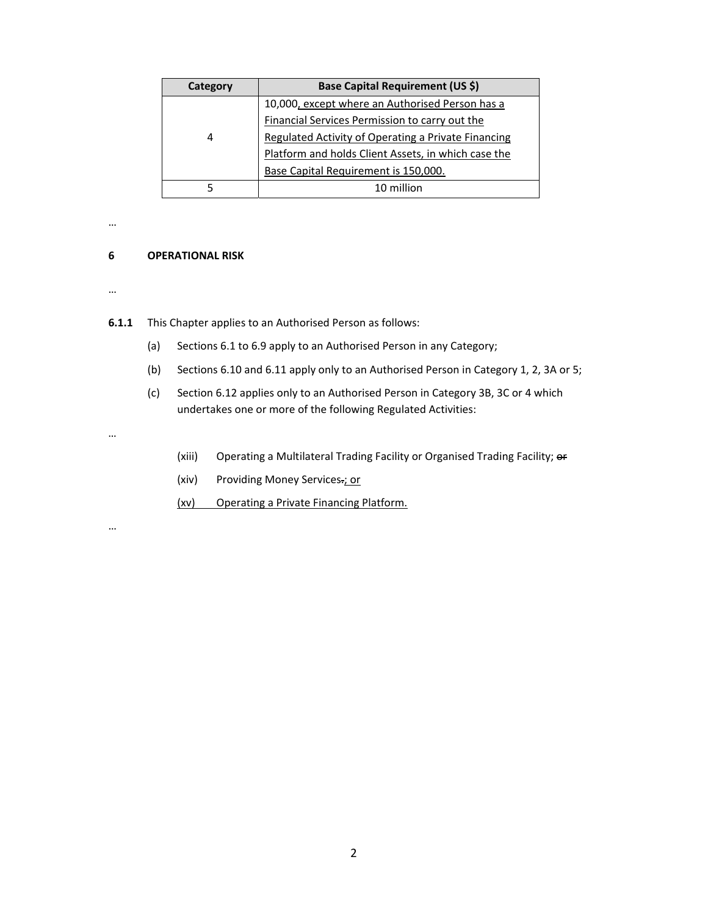| Category | Base Capital Requirement (US $) |
|---|---|
| 4 | 10,000, except where an Authorised Person has a Financial Services Permission to carry out the Regulated Activity of Operating a Private Financing Platform and holds Client Assets, in which case the Base Capital Requirement is 150,000. |
| 5 | 10 million |

…

**6 OPERATIONAL RISK**

…

**6.1.1** This Chapter applies to an Authorised Person as follows:

(a) Sections 6.1 to 6.9 apply to an Authorised Person in any Category;

(b) Sections 6.10 and 6.11 apply only to an Authorised Person in Category 1, 2, 3A or 5;

(c) Section 6.12 applies only to an Authorised Person in Category 3B, 3C or 4 which undertakes one or more of the following Regulated Activities:

…

(xiii) Operating a Multilateral Trading Facility or Organised Trading Facility; ~~or~~

(xiv) Providing Money Services~~.~~; or

(xv) Operating a Private Financing Platform.

…